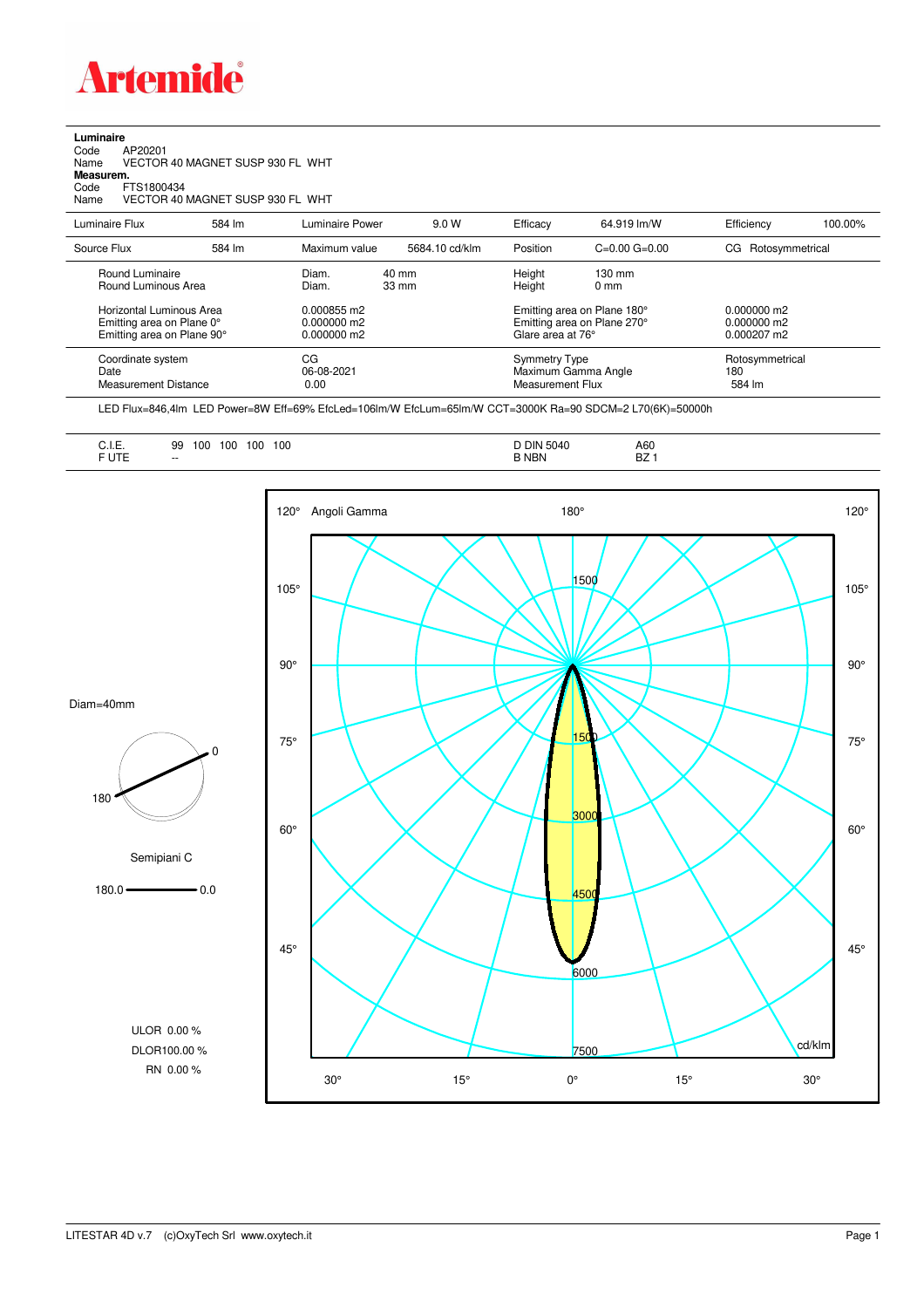# Artemide

**Luminaire**
Code AP20201
Name VECTOR 40 MAGNET SUSP 930 FL WHT
**Measurem.**
Code FTS1800434
Name VECTOR 40 MAGNET SUSP 930 FL WHT

| Luminaire Flux | 584 lm | Luminaire Power | 9.0 W | Efficacy | 64.919 lm/W | Efficiency | 100.00% |
|---|---|---|---|---|---|---|---|
| Source Flux | 584 lm | Maximum value | 5684.10 cd/klm | Position | C=0.00 G=0.00 | CG | Rotosymmetrical |

| | | | |
|---|---|---|---|
| Round Luminaire | Diam. 40 mm | Height 130 mm | |
| Round Luminous Area | Diam. 33 mm | Height 0 mm | |
| Horizontal Luminous Area | 0.000855 m2 | Emitting area on Plane 180° | 0.000000 m2 |
| Emitting area on Plane 0° | 0.000000 m2 | Emitting area on Plane 270° | 0.000000 m2 |
| Emitting area on Plane 90° | 0.000000 m2 | Glare area at 76° | 0.000207 m2 |
| Coordinate system | CG | Symmetry Type | Rotosymmetrical |
| Date | 06-08-2021 | Maximum Gamma Angle | 180 |
| Measurement Distance | 0.00 | Measurement Flux | 584 lm |

LED Flux=846,4lm LED Power=8W Eff=69% EfcLed=106lm/W EfcLum=65lm/W CCT=3000K Ra=90 SDCM=2 L70(6K)=50000h

| | | | |
|---|---|---|---|
| C.I.E. | 99 100 100 100 100 | D DIN 5040 | A60 |
| F UTE | -- | B NBN | BZ 1 |

Diam=40mm

Semipiani C

180.0 — 0.0

ULOR 0.00 %
DLOR100.00 %
RN 0.00 %

Angoli Gamma — cd/klm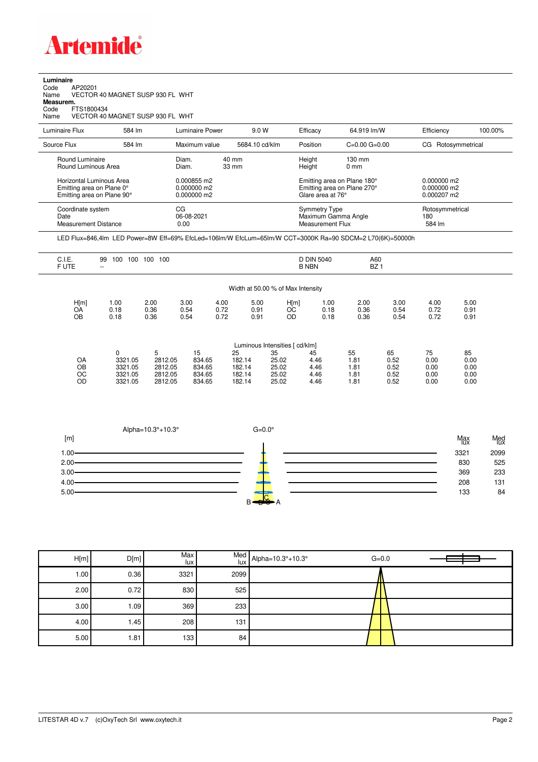# Artemide

**Luminaire**
Code AP20201
Name VECTOR 40 MAGNET SUSP 930 FL WHT
**Measurem.**
Code FTS1800434
Name VECTOR 40 MAGNET SUSP 930 FL WHT

| | | | | | | | |
|---|---|---|---|---|---|---|---|
| Luminaire Flux | 584 lm | Luminaire Power | 9.0 W | Efficacy | 64.919 lm/W | Efficiency | 100.00% |
| Source Flux | 584 lm | Maximum value | 5684.10 cd/klm | Position | C=0.00 G=0.00 | CG | Rotosymmetrical |

| | | | | | |
|---|---|---|---|---|---|
| Round Luminaire | Diam. | 40 mm | Height | 130 mm | |
| Round Luminous Area | Diam. | 33 mm | Height | 0 mm | |
| Horizontal Luminous Area | 0.000855 m2 | | Emitting area on Plane 180° | | 0.000000 m2 |
| Emitting area on Plane 0° | 0.000000 m2 | | Emitting area on Plane 270° | | 0.000000 m2 |
| Emitting area on Plane 90° | 0.000000 m2 | | Glare area at 76° | | 0.000207 m2 |
| Coordinate system | CG | | Symmetry Type | | Rotosymmetrical |
| Date | 06-08-2021 | | Maximum Gamma Angle | | 180 |
| Measurement Distance | 0.00 | | Measurement Flux | | 584 lm |

LED Flux=846,4lm LED Power=8W Eff=69% EfcLed=106lm/W EfcLum=65lm/W CCT=3000K Ra=90 SDCM=2 L70(6K)=50000h

| | | | |
|---|---|---|---|
| C.I.E. | 99 100 100 100 100 | D DIN 5040 | A60 |
| F UTE | -- | B NBN | BZ 1 |

Width at 50.00 % of Max Intensity

| H[m] | 1.00 | 2.00 | 3.00 | 4.00 | 5.00 | H[m] | 1.00 | 2.00 | 3.00 | 4.00 | 5.00 |
|---|---|---|---|---|---|---|---|---|---|---|---|
| OA | 0.18 | 0.36 | 0.54 | 0.72 | 0.91 | OC | 0.18 | 0.36 | 0.54 | 0.72 | 0.91 |
| OB | 0.18 | 0.36 | 0.54 | 0.72 | 0.91 | OD | 0.18 | 0.36 | 0.54 | 0.72 | 0.91 |

Luminous Intensities [ cd/klm]

| | 0 | 5 | 15 | 25 | 35 | 45 | 55 | 65 | 75 | 85 |
|---|---|---|---|---|---|---|---|---|---|---|
| OA | 3321.05 | 2812.05 | 834.65 | 182.14 | 25.02 | 4.46 | 1.81 | 0.52 | 0.00 | 0.00 |
| OB | 3321.05 | 2812.05 | 834.65 | 182.14 | 25.02 | 4.46 | 1.81 | 0.52 | 0.00 | 0.00 |
| OC | 3321.05 | 2812.05 | 834.65 | 182.14 | 25.02 | 4.46 | 1.81 | 0.52 | 0.00 | 0.00 |
| OD | 3321.05 | 2812.05 | 834.65 | 182.14 | 25.02 | 4.46 | 1.81 | 0.52 | 0.00 | 0.00 |

Alpha=10.3°+10.3°
G=0.0°
[m]
Max lux
Med lux
1.00 3321 2099
2.00 830 525
3.00 369 233
4.00 208 131
5.00 133 84
B D C A

| H[m] | D[m] | Max lux | Med lux | Alpha=10.3°+10.3° G=0.0 |
|---|---|---|---|---|
| 1.00 | 0.36 | 3321 | 2099 | |
| 2.00 | 0.72 | 830 | 525 | |
| 3.00 | 1.09 | 369 | 233 | |
| 4.00 | 1.45 | 208 | 131 | |
| 5.00 | 1.81 | 133 | 84 | |

LITESTAR 4D v.7 (c)OxyTech Srl www.oxytech.it